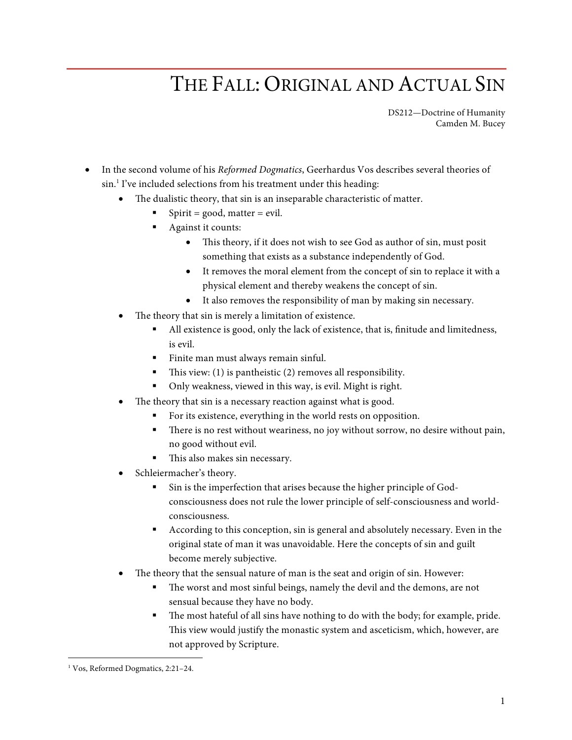# The Fall: Original and Actual Sin

DS212—Doctrine of Humanity
Camden M. Bucey

- In the second volume of his *Reformed Dogmatics*, Geerhardus Vos describes several theories of sin.[1] I've included selections from his treatment under this heading:
  - The dualistic theory, that sin is an inseparable characteristic of matter.
    - Spirit = good, matter = evil.
    - Against it counts:
      - This theory, if it does not wish to see God as author of sin, must posit something that exists as a substance independently of God.
      - It removes the moral element from the concept of sin to replace it with a physical element and thereby weakens the concept of sin.
      - It also removes the responsibility of man by making sin necessary.
  - The theory that sin is merely a limitation of existence.
    - All existence is good, only the lack of existence, that is, finitude and limitedness, is evil.
    - Finite man must always remain sinful.
    - This view: (1) is pantheistic (2) removes all responsibility.
    - Only weakness, viewed in this way, is evil. Might is right.
  - The theory that sin is a necessary reaction against what is good.
    - For its existence, everything in the world rests on opposition.
    - There is no rest without weariness, no joy without sorrow, no desire without pain, no good without evil.
    - This also makes sin necessary.
  - Schleiermacher's theory.
    - Sin is the imperfection that arises because the higher principle of God-consciousness does not rule the lower principle of self-consciousness and world-consciousness.
    - According to this conception, sin is general and absolutely necessary. Even in the original state of man it was unavoidable. Here the concepts of sin and guilt become merely subjective.
  - The theory that the sensual nature of man is the seat and origin of sin. However:
    - The worst and most sinful beings, namely the devil and the demons, are not sensual because they have no body.
    - The most hateful of all sins have nothing to do with the body; for example, pride. This view would justify the monastic system and asceticism, which, however, are not approved by Scripture.

[1] Vos, Reformed Dogmatics, 2:21–24.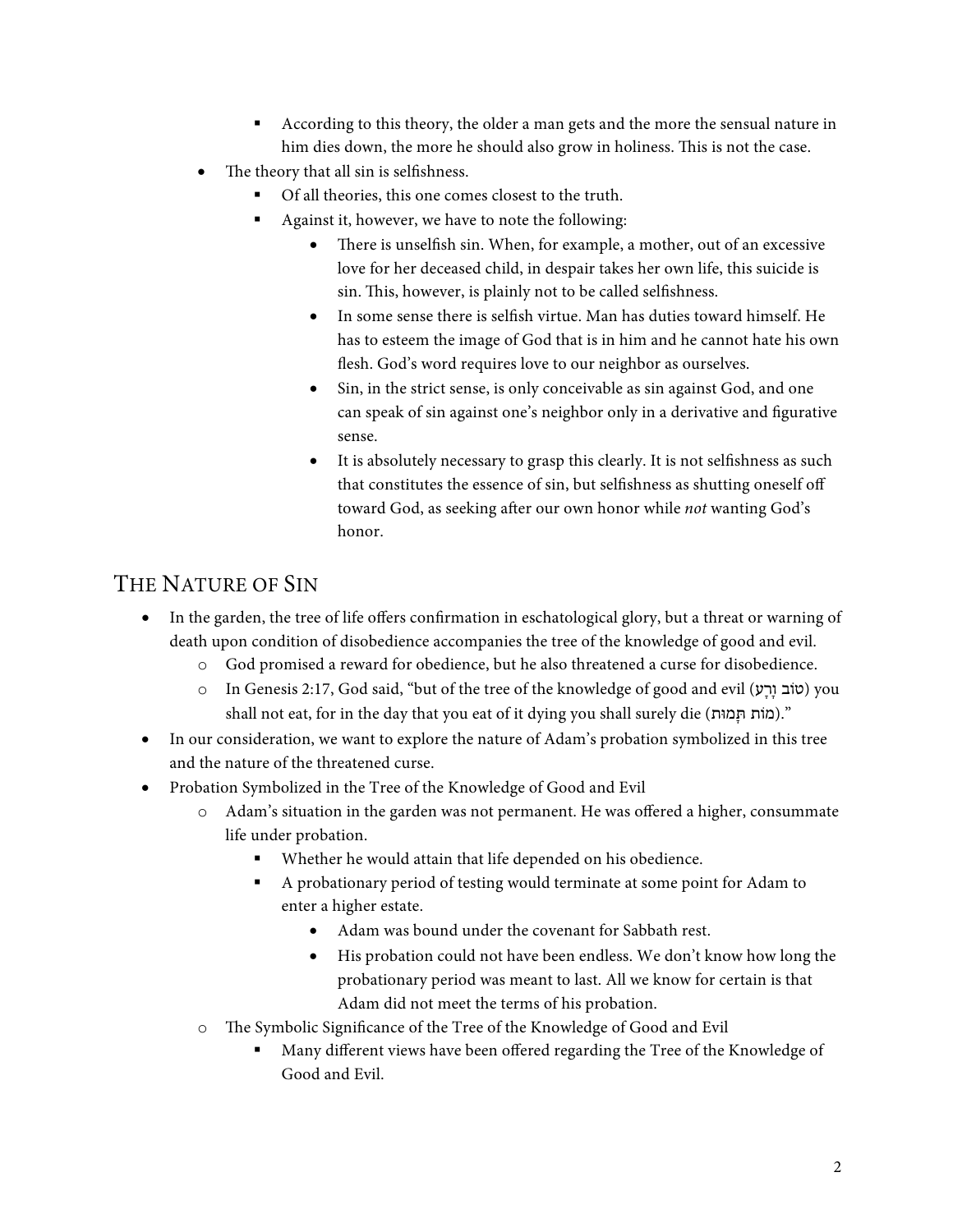- According to this theory, the older a man gets and the more the sensual nature in him dies down, the more he should also grow in holiness. This is not the case.
- The theory that all sin is selfishness.
    - Of all theories, this one comes closest to the truth.
    - Against it, however, we have to note the following:
        - There is unselfish sin. When, for example, a mother, out of an excessive love for her deceased child, in despair takes her own life, this suicide is sin. This, however, is plainly not to be called selfishness.
        - In some sense there is selfish virtue. Man has duties toward himself. He has to esteem the image of God that is in him and he cannot hate his own flesh. God's word requires love to our neighbor as ourselves.
        - Sin, in the strict sense, is only conceivable as sin against God, and one can speak of sin against one's neighbor only in a derivative and figurative sense.
        - It is absolutely necessary to grasp this clearly. It is not selfishness as such that constitutes the essence of sin, but selfishness as shutting oneself off toward God, as seeking after our own honor while *not* wanting God's honor.

## The Nature of Sin

- In the garden, the tree of life offers confirmation in eschatological glory, but a threat or warning of death upon condition of disobedience accompanies the tree of the knowledge of good and evil.
    - God promised a reward for obedience, but he also threatened a curse for disobedience.
    - In Genesis 2:17, God said, "but of the tree of the knowledge of good and evil (טוֹב וָרָע) you shall not eat, for in the day that you eat of it dying you shall surely die (מוֹת תָּמוּת)."
- In our consideration, we want to explore the nature of Adam's probation symbolized in this tree and the nature of the threatened curse.
- Probation Symbolized in the Tree of the Knowledge of Good and Evil
    - Adam's situation in the garden was not permanent. He was offered a higher, consummate life under probation.
        - Whether he would attain that life depended on his obedience.
        - A probationary period of testing would terminate at some point for Adam to enter a higher estate.
            - Adam was bound under the covenant for Sabbath rest.
            - His probation could not have been endless. We don't know how long the probationary period was meant to last. All we know for certain is that Adam did not meet the terms of his probation.
    - The Symbolic Significance of the Tree of the Knowledge of Good and Evil
        - Many different views have been offered regarding the Tree of the Knowledge of Good and Evil.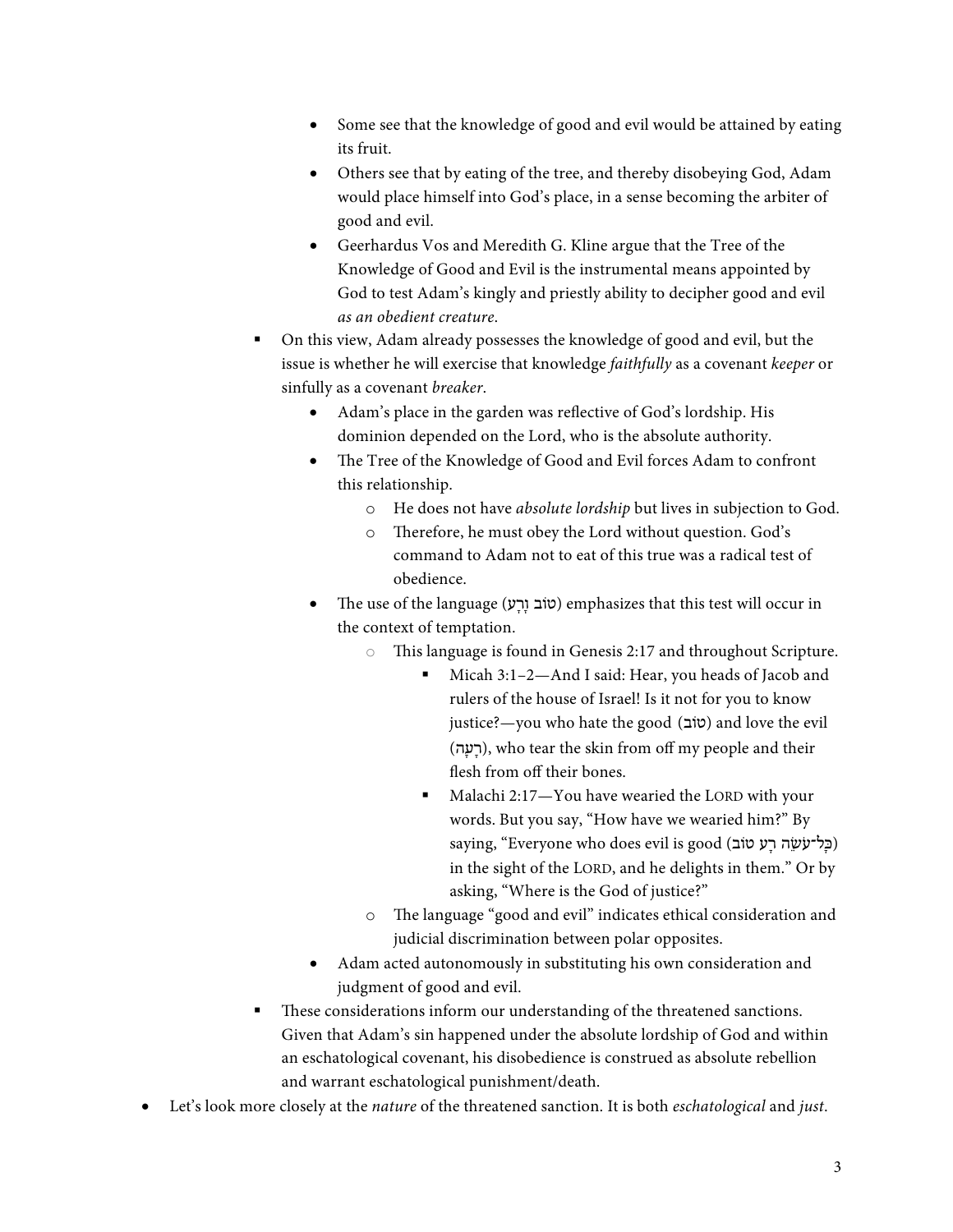- Some see that the knowledge of good and evil would be attained by eating its fruit.
- Others see that by eating of the tree, and thereby disobeying God, Adam would place himself into God's place, in a sense becoming the arbiter of good and evil.
- Geerhardus Vos and Meredith G. Kline argue that the Tree of the Knowledge of Good and Evil is the instrumental means appointed by God to test Adam's kingly and priestly ability to decipher good and evil *as an obedient creature*.

  - On this view, Adam already possesses the knowledge of good and evil, but the issue is whether he will exercise that knowledge *faithfully* as a covenant *keeper* or sinfully as a covenant *breaker*.
    - Adam's place in the garden was reflective of God's lordship. His dominion depended on the Lord, who is the absolute authority.
    - The Tree of the Knowledge of Good and Evil forces Adam to confront this relationship.
      - He does not have *absolute lordship* but lives in subjection to God.
      - Therefore, he must obey the Lord without question. God's command to Adam not to eat of this true was a radical test of obedience.
    - The use of the language (טוֹב וָרָע) emphasizes that this test will occur in the context of temptation.
      - This language is found in Genesis 2:17 and throughout Scripture.
        - Micah 3:1–2—And I said: Hear, you heads of Jacob and rulers of the house of Israel! Is it not for you to know justice?—you who hate the good (טוֹב) and love the evil (רָעָה), who tear the skin from off my people and their flesh from off their bones.
        - Malachi 2:17—You have wearied the LORD with your words. But you say, "How have we wearied him?" By saying, "Everyone who does evil is good (כָּל־עֹשֵׂה רָע טוֹב) in the sight of the LORD, and he delights in them." Or by asking, "Where is the God of justice?"
      - The language "good and evil" indicates ethical consideration and judicial discrimination between polar opposites.
    - Adam acted autonomously in substituting his own consideration and judgment of good and evil.
  - These considerations inform our understanding of the threatened sanctions. Given that Adam's sin happened under the absolute lordship of God and within an eschatological covenant, his disobedience is construed as absolute rebellion and warrant eschatological punishment/death.
- Let's look more closely at the *nature* of the threatened sanction. It is both *eschatological* and *just*.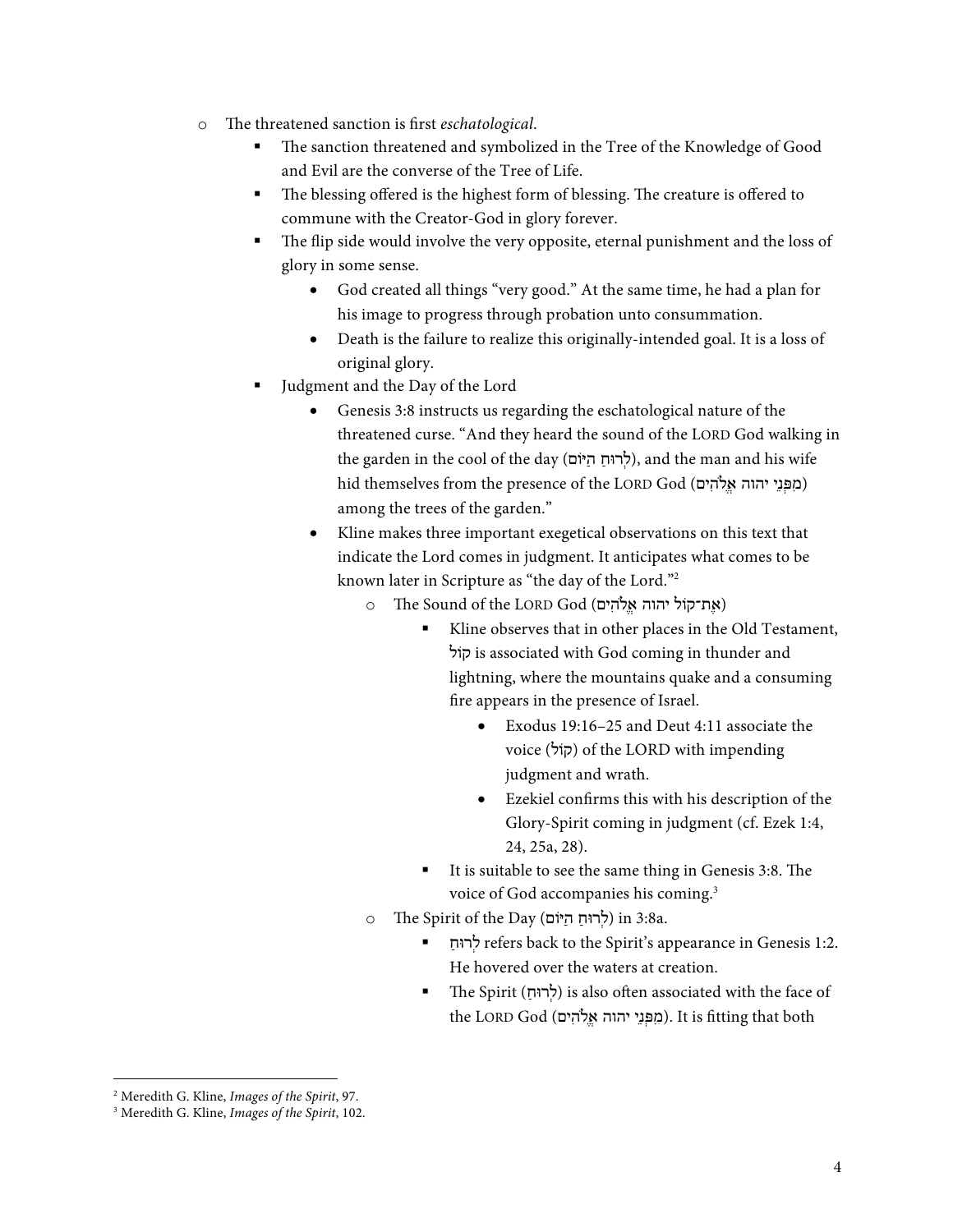- The threatened sanction is first *eschatological*.
    - The sanction threatened and symbolized in the Tree of the Knowledge of Good and Evil are the converse of the Tree of Life.
    - The blessing offered is the highest form of blessing. The creature is offered to commune with the Creator-God in glory forever.
    - The flip side would involve the very opposite, eternal punishment and the loss of glory in some sense.
        - God created all things "very good." At the same time, he had a plan for his image to progress through probation unto consummation.
        - Death is the failure to realize this originally-intended goal. It is a loss of original glory.
    - Judgment and the Day of the Lord
        - Genesis 3:8 instructs us regarding the eschatological nature of the threatened curse. "And they heard the sound of the LORD God walking in the garden in the cool of the day (לְרוּחַ הַיּוֹם), and the man and his wife hid themselves from the presence of the LORD God (מִפְּנֵי יהוה אֱלֹהִים) among the trees of the garden."
        - Kline makes three important exegetical observations on this text that indicate the Lord comes in judgment. It anticipates what comes to be known later in Scripture as "the day of the Lord."[2]
            - The Sound of the LORD God (אֶת־קוֹל יהוה אֱלֹהִים)
                - Kline observes that in other places in the Old Testament, קוֹל is associated with God coming in thunder and lightning, where the mountains quake and a consuming fire appears in the presence of Israel.
                    - Exodus 19:16–25 and Deut 4:11 associate the voice (קוֹל) of the LORD with impending judgment and wrath.
                    - Ezekiel confirms this with his description of the Glory-Spirit coming in judgment (cf. Ezek 1:4, 24, 25a, 28).
                - It is suitable to see the same thing in Genesis 3:8. The voice of God accompanies his coming.[3]
            - The Spirit of the Day (לְרוּחַ הַיּוֹם) in 3:8a.
                - לְרוּחַ refers back to the Spirit's appearance in Genesis 1:2. He hovered over the waters at creation.
                - The Spirit (לְרוּחַ) is also often associated with the face of the LORD God (מִפְּנֵי יהוה אֱלֹהִים). It is fitting that both

---

[2] Meredith G. Kline, *Images of the Spirit*, 97.

[3] Meredith G. Kline, *Images of the Spirit*, 102.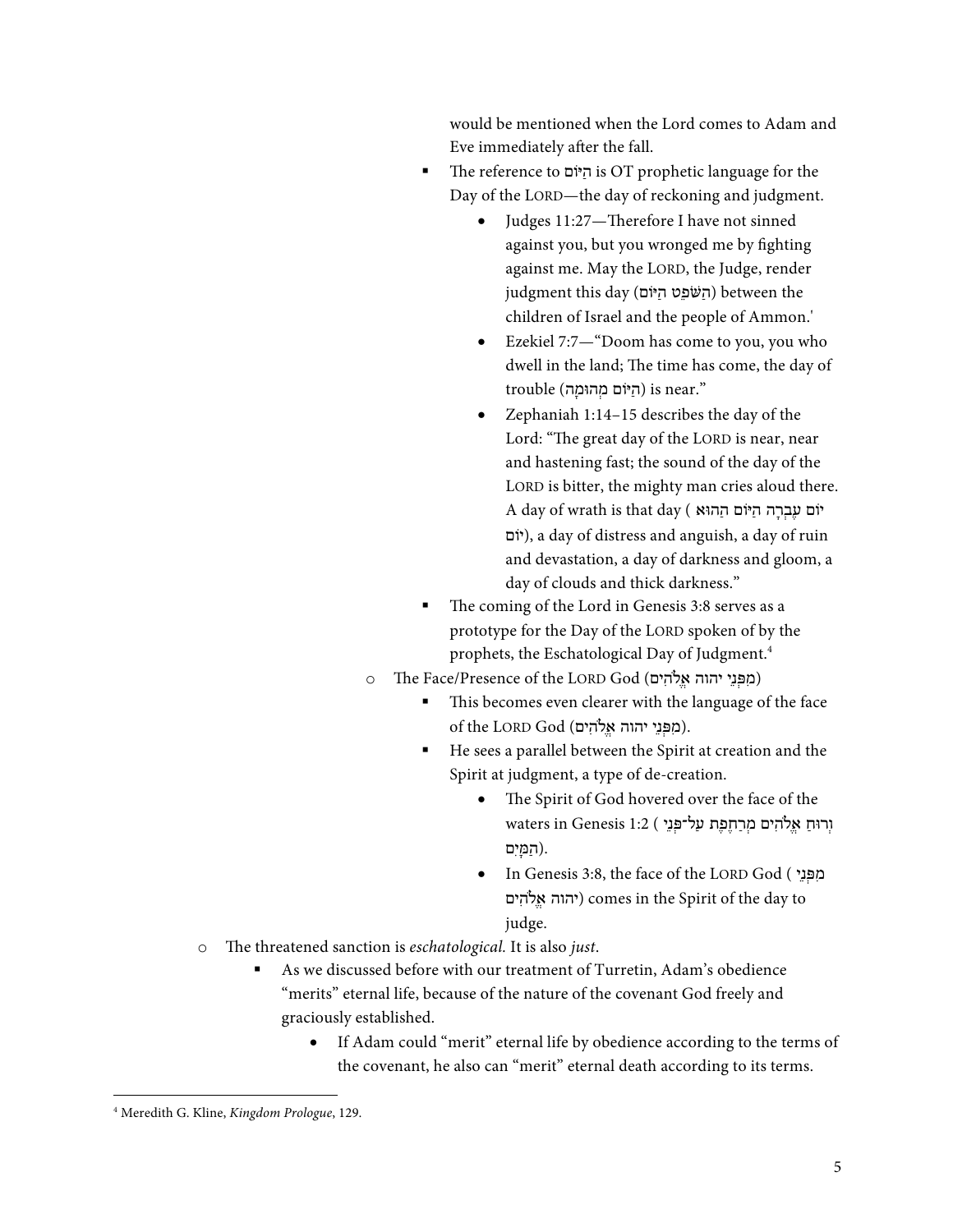would be mentioned when the Lord comes to Adam and Eve immediately after the fall.

- The reference to הַיּוֹם is OT prophetic language for the Day of the LORD—the day of reckoning and judgment.
  - Judges 11:27—Therefore I have not sinned against you, but you wronged me by fighting against me. May the LORD, the Judge, render judgment this day (הַשֹּׁפֵט הַיּוֹם) between the children of Israel and the people of Ammon.'
  - Ezekiel 7:7—"Doom has come to you, you who dwell in the land; The time has come, the day of trouble (הַיּוֹם מְהוּמָה) is near."
  - Zephaniah 1:14–15 describes the day of the Lord: "The great day of the LORD is near, near and hastening fast; the sound of the day of the LORD is bitter, the mighty man cries aloud there. A day of wrath is that day (יוֹם עֶבְרָה הַיּוֹם הַהוּא יוֹם), a day of distress and anguish, a day of ruin and devastation, a day of darkness and gloom, a day of clouds and thick darkness."
- The coming of the Lord in Genesis 3:8 serves as a prototype for the Day of the LORD spoken of by the prophets, the Eschatological Day of Judgment.[4]

- The Face/Presence of the LORD God (מִפְּנֵי יהוה אֱלֹהִים)
  - This becomes even clearer with the language of the face of the LORD God (מִפְּנֵי יהוה אֱלֹהִים).
  - He sees a parallel between the Spirit at creation and the Spirit at judgment, a type of de-creation.
    - The Spirit of God hovered over the face of the waters in Genesis 1:2 (וְרוּחַ אֱלֹהִים מְרַחֶפֶת עַל־פְּנֵי הַמָּיִם).
    - In Genesis 3:8, the face of the LORD God (מִפְּנֵי יהוה אֱלֹהִים) comes in the Spirit of the day to judge.
- The threatened sanction is *eschatological.* It is also *just*.
  - As we discussed before with our treatment of Turretin, Adam's obedience "merits" eternal life, because of the nature of the covenant God freely and graciously established.
    - If Adam could "merit" eternal life by obedience according to the terms of the covenant, he also can "merit" eternal death according to its terms.

[4] Meredith G. Kline, *Kingdom Prologue*, 129.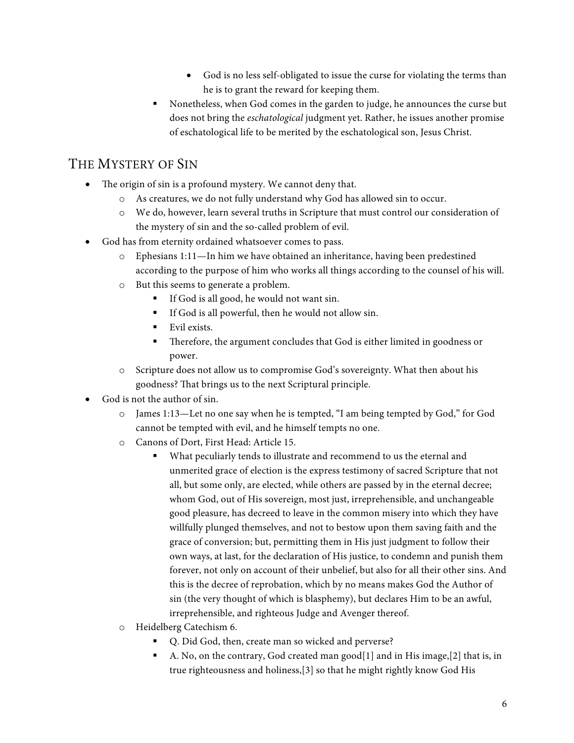- God is no less self-obligated to issue the curse for violating the terms than he is to grant the reward for keeping them.
    - Nonetheless, when God comes in the garden to judge, he announces the curse but does not bring the *eschatological* judgment yet. Rather, he issues another promise of eschatological life to be merited by the eschatological son, Jesus Christ.

## The Mystery of Sin

- The origin of sin is a profound mystery. We cannot deny that.
    - As creatures, we do not fully understand why God has allowed sin to occur.
    - We do, however, learn several truths in Scripture that must control our consideration of the mystery of sin and the so-called problem of evil.
- God has from eternity ordained whatsoever comes to pass.
    - Ephesians 1:11—In him we have obtained an inheritance, having been predestined according to the purpose of him who works all things according to the counsel of his will.
    - But this seems to generate a problem.
        - If God is all good, he would not want sin.
        - If God is all powerful, then he would not allow sin.
        - Evil exists.
        - Therefore, the argument concludes that God is either limited in goodness or power.
    - Scripture does not allow us to compromise God's sovereignty. What then about his goodness? That brings us to the next Scriptural principle.
- God is not the author of sin.
    - James 1:13—Let no one say when he is tempted, "I am being tempted by God," for God cannot be tempted with evil, and he himself tempts no one.
    - Canons of Dort, First Head: Article 15.
        - What peculiarly tends to illustrate and recommend to us the eternal and unmerited grace of election is the express testimony of sacred Scripture that not all, but some only, are elected, while others are passed by in the eternal decree; whom God, out of His sovereign, most just, irreprehensible, and unchangeable good pleasure, has decreed to leave in the common misery into which they have willfully plunged themselves, and not to bestow upon them saving faith and the grace of conversion; but, permitting them in His just judgment to follow their own ways, at last, for the declaration of His justice, to condemn and punish them forever, not only on account of their unbelief, but also for all their other sins. And this is the decree of reprobation, which by no means makes God the Author of sin (the very thought of which is blasphemy), but declares Him to be an awful, irreprehensible, and righteous Judge and Avenger thereof.
    - Heidelberg Catechism 6.
        - Q. Did God, then, create man so wicked and perverse?
        - A. No, on the contrary, God created man good[1] and in His image,[2] that is, in true righteousness and holiness,[3] so that he might rightly know God His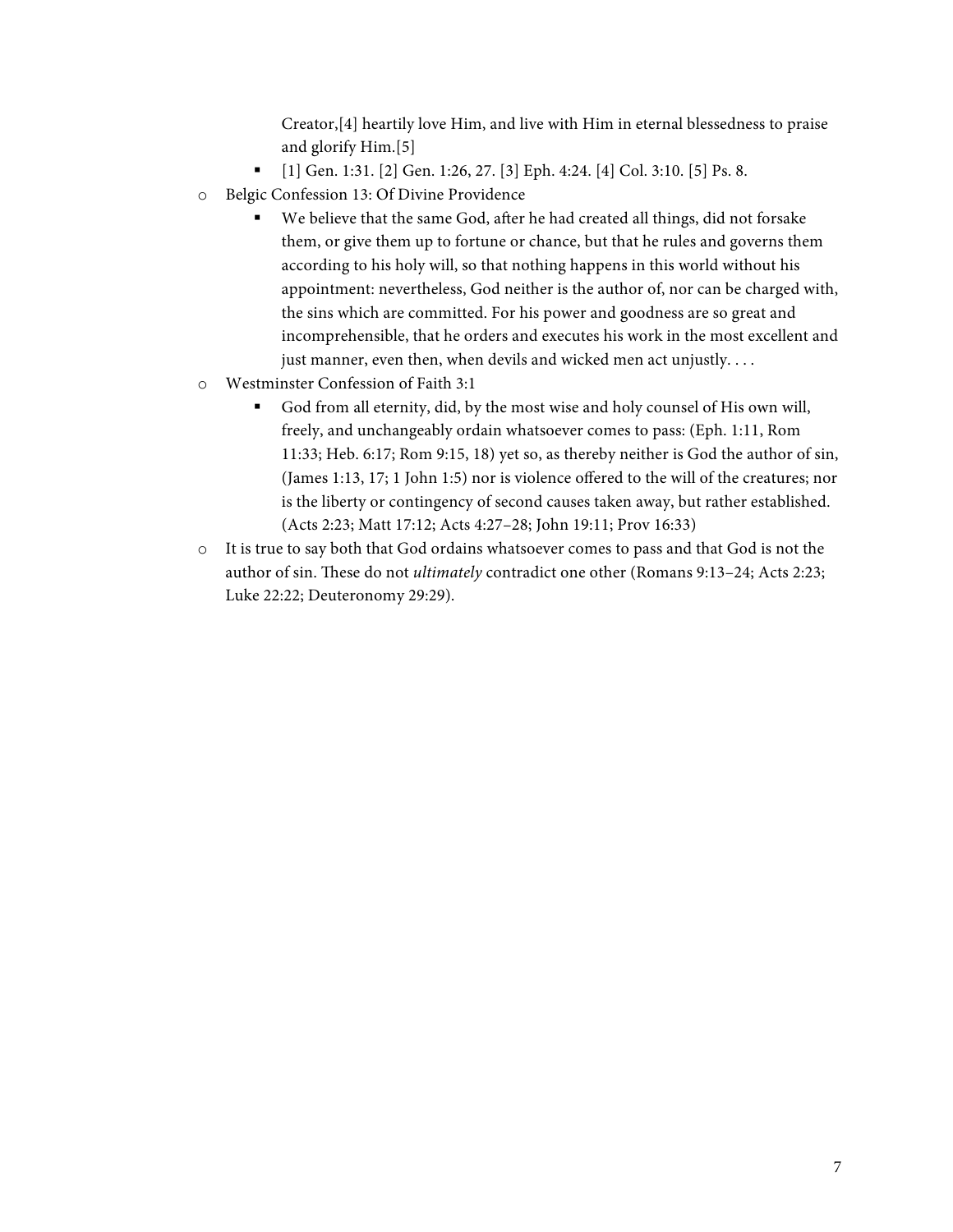Creator,[4] heartily love Him, and live with Him in eternal blessedness to praise and glorify Him.[5]

    - [1] Gen. 1:31. [2] Gen. 1:26, 27. [3] Eph. 4:24. [4] Col. 3:10. [5] Ps. 8.

- Belgic Confession 13: Of Divine Providence
    - We believe that the same God, after he had created all things, did not forsake them, or give them up to fortune or chance, but that he rules and governs them according to his holy will, so that nothing happens in this world without his appointment: nevertheless, God neither is the author of, nor can be charged with, the sins which are committed. For his power and goodness are so great and incomprehensible, that he orders and executes his work in the most excellent and just manner, even then, when devils and wicked men act unjustly. . . .
- Westminster Confession of Faith 3:1
    - God from all eternity, did, by the most wise and holy counsel of His own will, freely, and unchangeably ordain whatsoever comes to pass: (Eph. 1:11, Rom 11:33; Heb. 6:17; Rom 9:15, 18) yet so, as thereby neither is God the author of sin, (James 1:13, 17; 1 John 1:5) nor is violence offered to the will of the creatures; nor is the liberty or contingency of second causes taken away, but rather established. (Acts 2:23; Matt 17:12; Acts 4:27–28; John 19:11; Prov 16:33)
- It is true to say both that God ordains whatsoever comes to pass and that God is not the author of sin. These do not *ultimately* contradict one other (Romans 9:13–24; Acts 2:23; Luke 22:22; Deuteronomy 29:29).